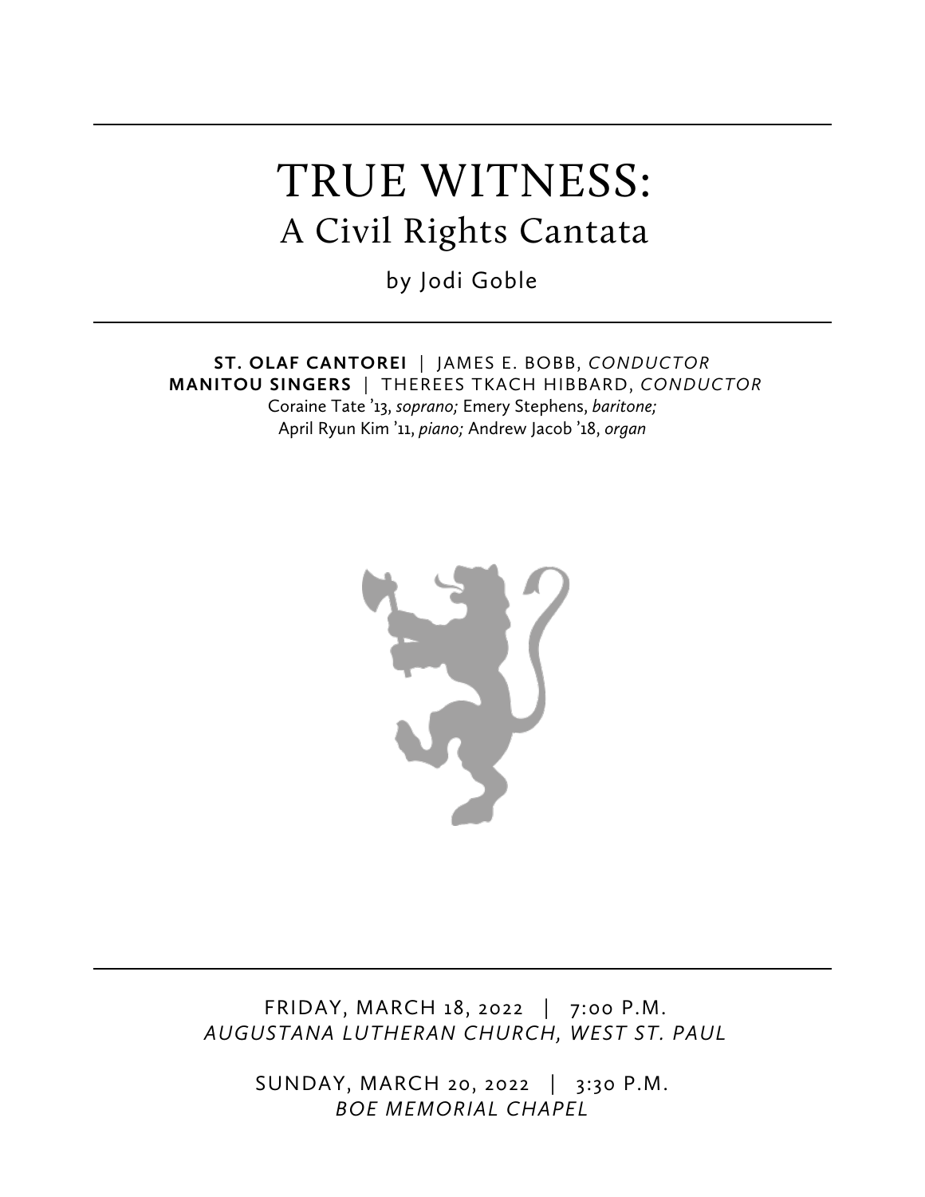# TRUE WITNESS:
## A Civil Rights Cantata

by Jodi Goble

**ST. OLAF CANTOREI** | JAMES E. BOBB, *CONDUCTOR*
**MANITOU SINGERS** | THEREES TKACH HIBBARD, *CONDUCTOR*
Coraine Tate '13, *soprano;* Emery Stephens, *baritone;*
April Ryun Kim '11, *piano;* Andrew Jacob '18, *organ*

FRIDAY, MARCH 18, 2022 | 7:00 P.M.
*AUGUSTANA LUTHERAN CHURCH, WEST ST. PAUL*

SUNDAY, MARCH 20, 2022 | 3:30 P.M.
*BOE MEMORIAL CHAPEL*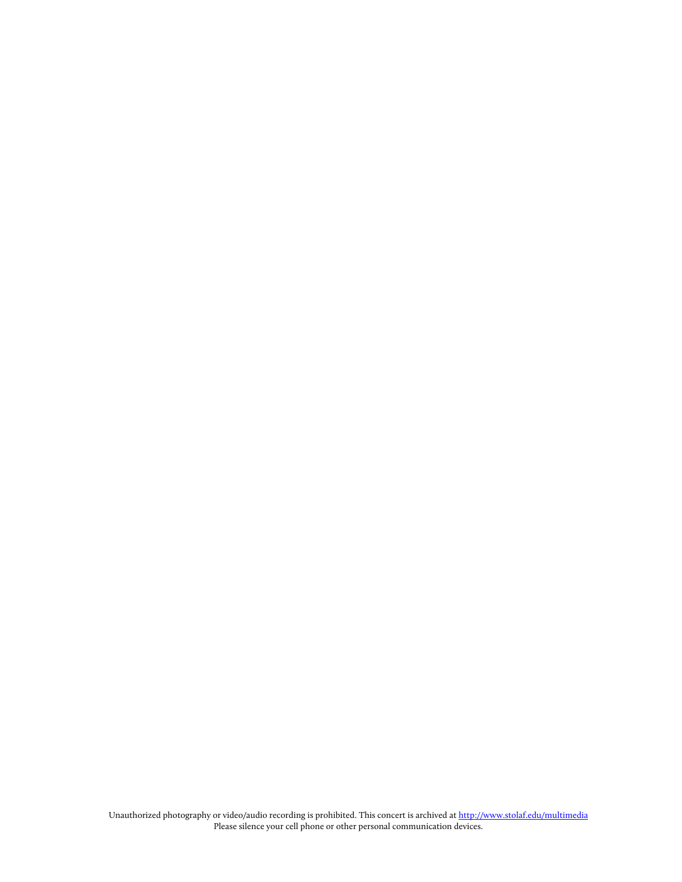Unauthorized photography or video/audio recording is prohibited. This concert is archived at http://www.stolaf.edu/multimedia
Please silence your cell phone or other personal communication devices.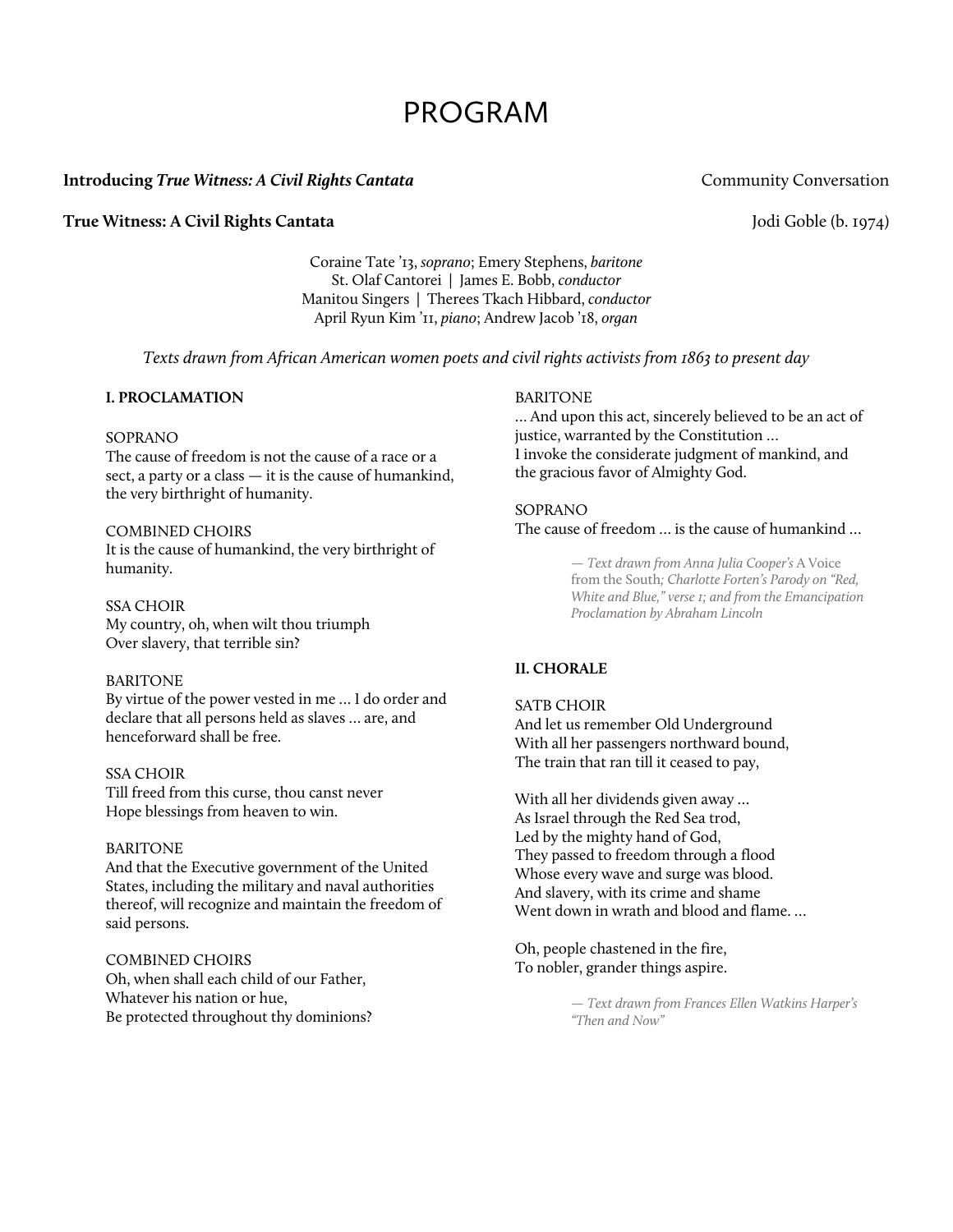# PROGRAM

**Introducing *True Witness: A Civil Rights Cantata*** — Community Conversation

**True Witness: A Civil Rights Cantata** — Jodi Goble (b. 1974)

Coraine Tate '13, *soprano*; Emery Stephens, *baritone*
St. Olaf Cantorei | James E. Bobb, *conductor*
Manitou Singers | Therees Tkach Hibbard, *conductor*
April Ryun Kim '11, *piano*; Andrew Jacob '18, *organ*

*Texts drawn from African American women poets and civil rights activists from 1863 to present day*

### I. PROCLAMATION

SOPRANO
The cause of freedom is not the cause of a race or a sect, a party or a class — it is the cause of humankind, the very birthright of humanity.

COMBINED CHOIRS
It is the cause of humankind, the very birthright of humanity.

SSA CHOIR
My country, oh, when wilt thou triumph
Over slavery, that terrible sin?

BARITONE
By virtue of the power vested in me … I do order and declare that all persons held as slaves … are, and henceforward shall be free.

SSA CHOIR
Till freed from this curse, thou canst never
Hope blessings from heaven to win.

BARITONE
And that the Executive government of the United States, including the military and naval authorities thereof, will recognize and maintain the freedom of said persons.

COMBINED CHOIRS
Oh, when shall each child of our Father,
Whatever his nation or hue,
Be protected throughout thy dominions?

BARITONE
… And upon this act, sincerely believed to be an act of justice, warranted by the Constitution …
I invoke the considerate judgment of mankind, and the gracious favor of Almighty God.

SOPRANO
The cause of freedom … is the cause of humankind …

*— Text drawn from Anna Julia Cooper's* A Voice from the South*; Charlotte Forten's Parody on "Red, White and Blue," verse 1; and from the Emancipation Proclamation by Abraham Lincoln*

### II. CHORALE

SATB CHOIR
And let us remember Old Underground
With all her passengers northward bound,
The train that ran till it ceased to pay,

With all her dividends given away …
As Israel through the Red Sea trod,
Led by the mighty hand of God,
They passed to freedom through a flood
Whose every wave and surge was blood.
And slavery, with its crime and shame
Went down in wrath and blood and flame. …

Oh, people chastened in the fire,
To nobler, grander things aspire.

*— Text drawn from Frances Ellen Watkins Harper's "Then and Now"*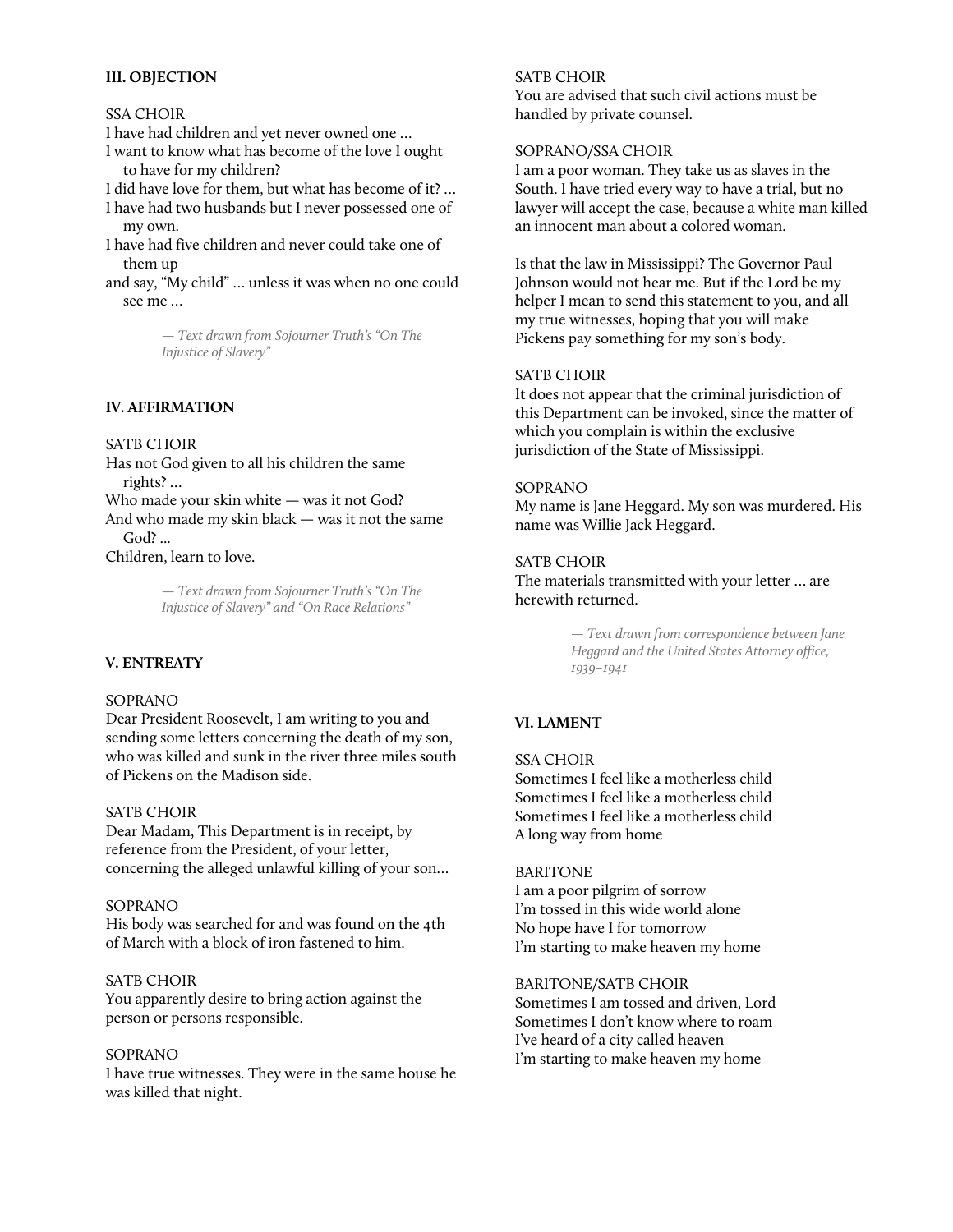**III. OBJECTION**

SSA CHOIR
I have had children and yet never owned one …
I want to know what has become of the love I ought to have for my children?
I did have love for them, but what has become of it? …
I have had two husbands but I never possessed one of my own.
I have had five children and never could take one of them up
and say, "My child" … unless it was when no one could see me …

> *— Text drawn from Sojourner Truth's "On The Injustice of Slavery"*

**IV. AFFIRMATION**

SATB CHOIR
Has not God given to all his children the same rights? …
Who made your skin white — was it not God?
And who made my skin black — was it not the same God? …
Children, learn to love.

> *— Text drawn from Sojourner Truth's "On The Injustice of Slavery" and "On Race Relations"*

**V. ENTREATY**

SOPRANO
Dear President Roosevelt, I am writing to you and sending some letters concerning the death of my son, who was killed and sunk in the river three miles south of Pickens on the Madison side.

SATB CHOIR
Dear Madam, This Department is in receipt, by reference from the President, of your letter, concerning the alleged unlawful killing of your son…

SOPRANO
His body was searched for and was found on the 4th of March with a block of iron fastened to him.

SATB CHOIR
You apparently desire to bring action against the person or persons responsible.

SOPRANO
I have true witnesses. They were in the same house he was killed that night.

SATB CHOIR
You are advised that such civil actions must be handled by private counsel.

SOPRANO/SSA CHOIR
I am a poor woman. They take us as slaves in the South. I have tried every way to have a trial, but no lawyer will accept the case, because a white man killed an innocent man about a colored woman.

Is that the law in Mississippi? The Governor Paul Johnson would not hear me. But if the Lord be my helper I mean to send this statement to you, and all my true witnesses, hoping that you will make Pickens pay something for my son's body.

SATB CHOIR
It does not appear that the criminal jurisdiction of this Department can be invoked, since the matter of which you complain is within the exclusive jurisdiction of the State of Mississippi.

SOPRANO
My name is Jane Heggard. My son was murdered. His name was Willie Jack Heggard.

SATB CHOIR
The materials transmitted with your letter … are herewith returned.

> *— Text drawn from correspondence between Jane Heggard and the United States Attorney office, 1939–1941*

**VI. LAMENT**

SSA CHOIR
Sometimes I feel like a motherless child
Sometimes I feel like a motherless child
Sometimes I feel like a motherless child
A long way from home

BARITONE
I am a poor pilgrim of sorrow
I'm tossed in this wide world alone
No hope have I for tomorrow
I'm starting to make heaven my home

BARITONE/SATB CHOIR
Sometimes I am tossed and driven, Lord
Sometimes I don't know where to roam
I've heard of a city called heaven
I'm starting to make heaven my home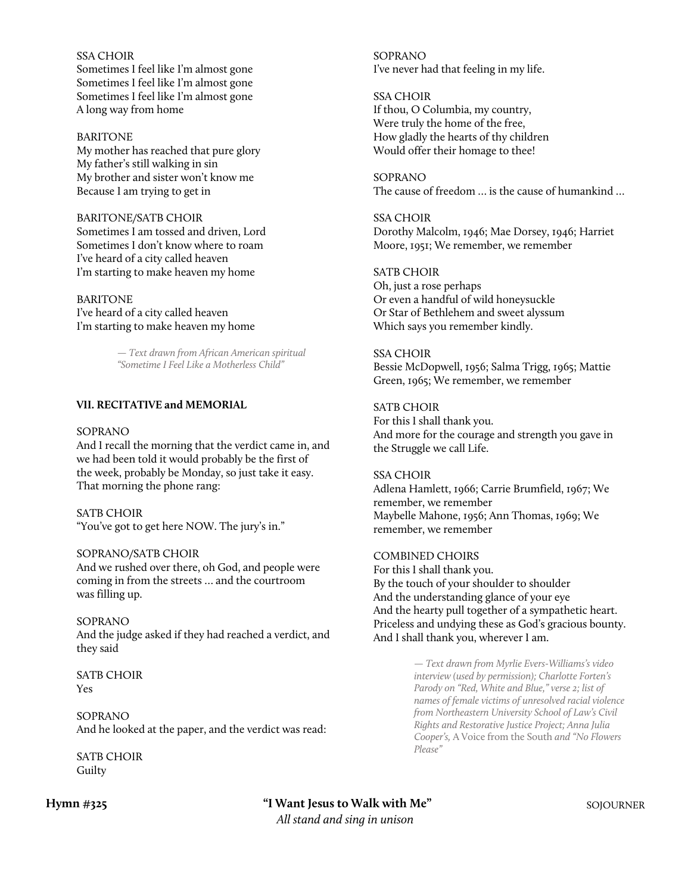SSA CHOIR
Sometimes I feel like I'm almost gone
Sometimes I feel like I'm almost gone
Sometimes I feel like I'm almost gone
A long way from home

BARITONE
My mother has reached that pure glory
My father's still walking in sin
My brother and sister won't know me
Because I am trying to get in

BARITONE/SATB CHOIR
Sometimes I am tossed and driven, Lord
Sometimes I don't know where to roam
I've heard of a city called heaven
I'm starting to make heaven my home

BARITONE
I've heard of a city called heaven
I'm starting to make heaven my home

*— Text drawn from African American spiritual "Sometime I Feel Like a Motherless Child"*

**VII. RECITATIVE and MEMORIAL**

SOPRANO
And I recall the morning that the verdict came in, and we had been told it would probably be the first of the week, probably be Monday, so just take it easy. That morning the phone rang:

SATB CHOIR
"You've got to get here NOW. The jury's in."

SOPRANO/SATB CHOIR
And we rushed over there, oh God, and people were coming in from the streets … and the courtroom was filling up.

SOPRANO
And the judge asked if they had reached a verdict, and they said

SATB CHOIR
Yes

SOPRANO
And he looked at the paper, and the verdict was read:

SATB CHOIR
Guilty

SOPRANO
I've never had that feeling in my life.

SSA CHOIR
If thou, O Columbia, my country,
Were truly the home of the free,
How gladly the hearts of thy children
Would offer their homage to thee!

SOPRANO
The cause of freedom … is the cause of humankind …

SSA CHOIR
Dorothy Malcolm, 1946; Mae Dorsey, 1946; Harriet Moore, 1951; We remember, we remember

SATB CHOIR
Oh, just a rose perhaps
Or even a handful of wild honeysuckle
Or Star of Bethlehem and sweet alyssum
Which says you remember kindly.

SSA CHOIR
Bessie McDopwell, 1956; Salma Trigg, 1965; Mattie Green, 1965; We remember, we remember

SATB CHOIR
For this I shall thank you.
And more for the courage and strength you gave in the Struggle we call Life.

SSA CHOIR
Adlena Hamlett, 1966; Carrie Brumfield, 1967; We remember, we remember
Maybelle Mahone, 1956; Ann Thomas, 1969; We remember, we remember

COMBINED CHOIRS
For this I shall thank you.
By the touch of your shoulder to shoulder
And the understanding glance of your eye
And the hearty pull together of a sympathetic heart.
Priceless and undying these as God's gracious bounty.
And I shall thank you, wherever I am.

*— Text drawn from Myrlie Evers-Williams's video interview (used by permission); Charlotte Forten's Parody on "Red, White and Blue," verse 2; list of names of female victims of unresolved racial violence from Northeastern University School of Law's Civil Rights and Restorative Justice Project; Anna Julia Cooper's,* A Voice from the South *and "No Flowers Please"*

**Hymn #325** **"I Want Jesus to Walk with Me"** SOJOURNER
*All stand and sing in unison*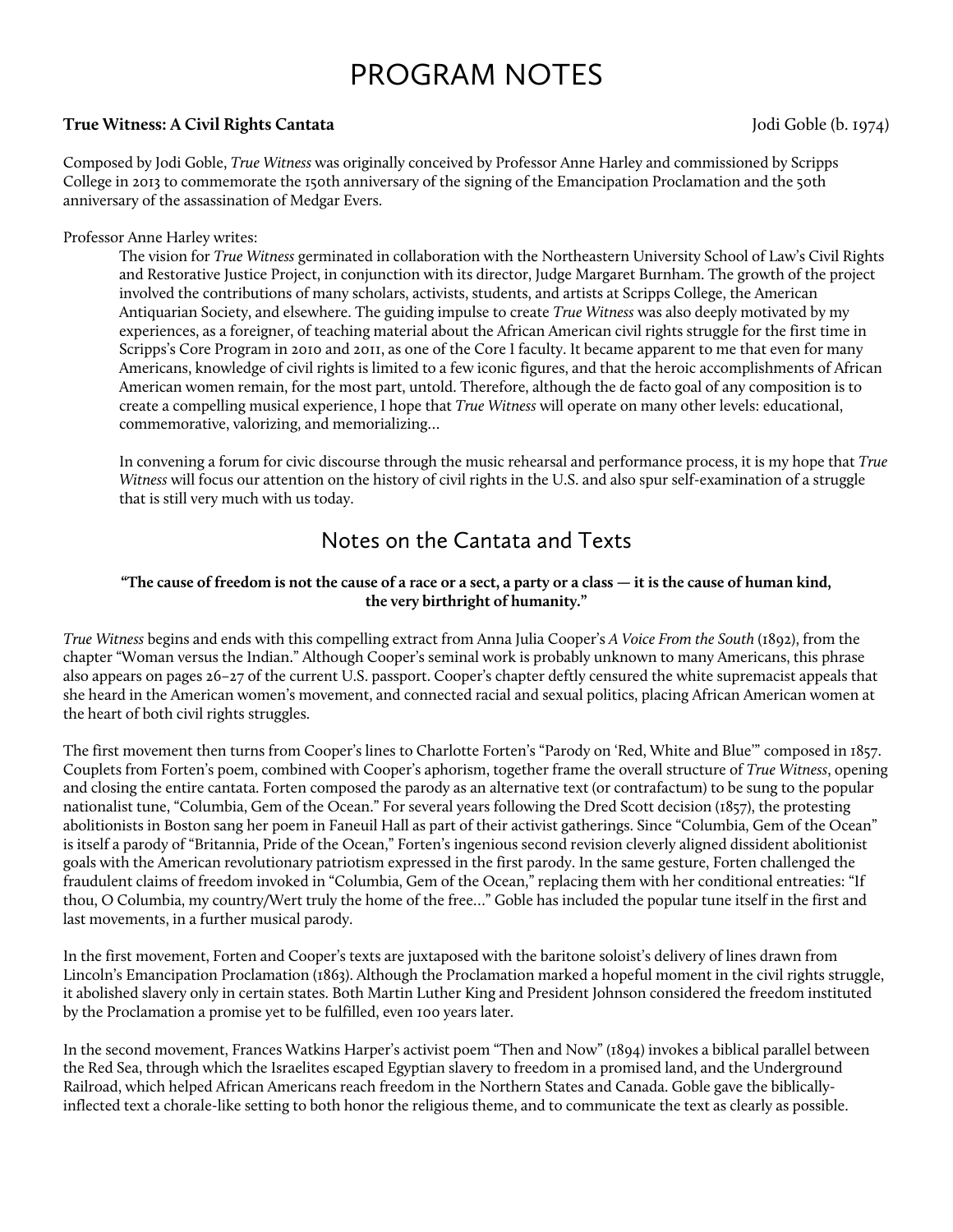# PROGRAM NOTES

**True Witness: A Civil Rights Cantata** Jodi Goble (b. 1974)

Composed by Jodi Goble, *True Witness* was originally conceived by Professor Anne Harley and commissioned by Scripps College in 2013 to commemorate the 150th anniversary of the signing of the Emancipation Proclamation and the 50th anniversary of the assassination of Medgar Evers.

Professor Anne Harley writes:

> The vision for *True Witness* germinated in collaboration with the Northeastern University School of Law's Civil Rights and Restorative Justice Project, in conjunction with its director, Judge Margaret Burnham. The growth of the project involved the contributions of many scholars, activists, students, and artists at Scripps College, the American Antiquarian Society, and elsewhere. The guiding impulse to create *True Witness* was also deeply motivated by my experiences, as a foreigner, of teaching material about the African American civil rights struggle for the first time in Scripps's Core Program in 2010 and 2011, as one of the Core I faculty. It became apparent to me that even for many Americans, knowledge of civil rights is limited to a few iconic figures, and that the heroic accomplishments of African American women remain, for the most part, untold. Therefore, although the de facto goal of any composition is to create a compelling musical experience, I hope that *True Witness* will operate on many other levels: educational, commemorative, valorizing, and memorializing…
>
> In convening a forum for civic discourse through the music rehearsal and performance process, it is my hope that *True Witness* will focus our attention on the history of civil rights in the U.S. and also spur self-examination of a struggle that is still very much with us today.

## Notes on the Cantata and Texts

**"The cause of freedom is not the cause of a race or a sect, a party or a class — it is the cause of human kind, the very birthright of humanity."**

*True Witness* begins and ends with this compelling extract from Anna Julia Cooper's *A Voice From the South* (1892), from the chapter "Woman versus the Indian." Although Cooper's seminal work is probably unknown to many Americans, this phrase also appears on pages 26–27 of the current U.S. passport. Cooper's chapter deftly censured the white supremacist appeals that she heard in the American women's movement, and connected racial and sexual politics, placing African American women at the heart of both civil rights struggles.

The first movement then turns from Cooper's lines to Charlotte Forten's "Parody on 'Red, White and Blue'" composed in 1857. Couplets from Forten's poem, combined with Cooper's aphorism, together frame the overall structure of *True Witness*, opening and closing the entire cantata. Forten composed the parody as an alternative text (or contrafactum) to be sung to the popular nationalist tune, "Columbia, Gem of the Ocean." For several years following the Dred Scott decision (1857), the protesting abolitionists in Boston sang her poem in Faneuil Hall as part of their activist gatherings. Since "Columbia, Gem of the Ocean" is itself a parody of "Britannia, Pride of the Ocean," Forten's ingenious second revision cleverly aligned dissident abolitionist goals with the American revolutionary patriotism expressed in the first parody. In the same gesture, Forten challenged the fraudulent claims of freedom invoked in "Columbia, Gem of the Ocean," replacing them with her conditional entreaties: "If thou, O Columbia, my country/Wert truly the home of the free…" Goble has included the popular tune itself in the first and last movements, in a further musical parody.

In the first movement, Forten and Cooper's texts are juxtaposed with the baritone soloist's delivery of lines drawn from Lincoln's Emancipation Proclamation (1863). Although the Proclamation marked a hopeful moment in the civil rights struggle, it abolished slavery only in certain states. Both Martin Luther King and President Johnson considered the freedom instituted by the Proclamation a promise yet to be fulfilled, even 100 years later.

In the second movement, Frances Watkins Harper's activist poem "Then and Now" (1894) invokes a biblical parallel between the Red Sea, through which the Israelites escaped Egyptian slavery to freedom in a promised land, and the Underground Railroad, which helped African Americans reach freedom in the Northern States and Canada. Goble gave the biblically-inflected text a chorale-like setting to both honor the religious theme, and to communicate the text as clearly as possible.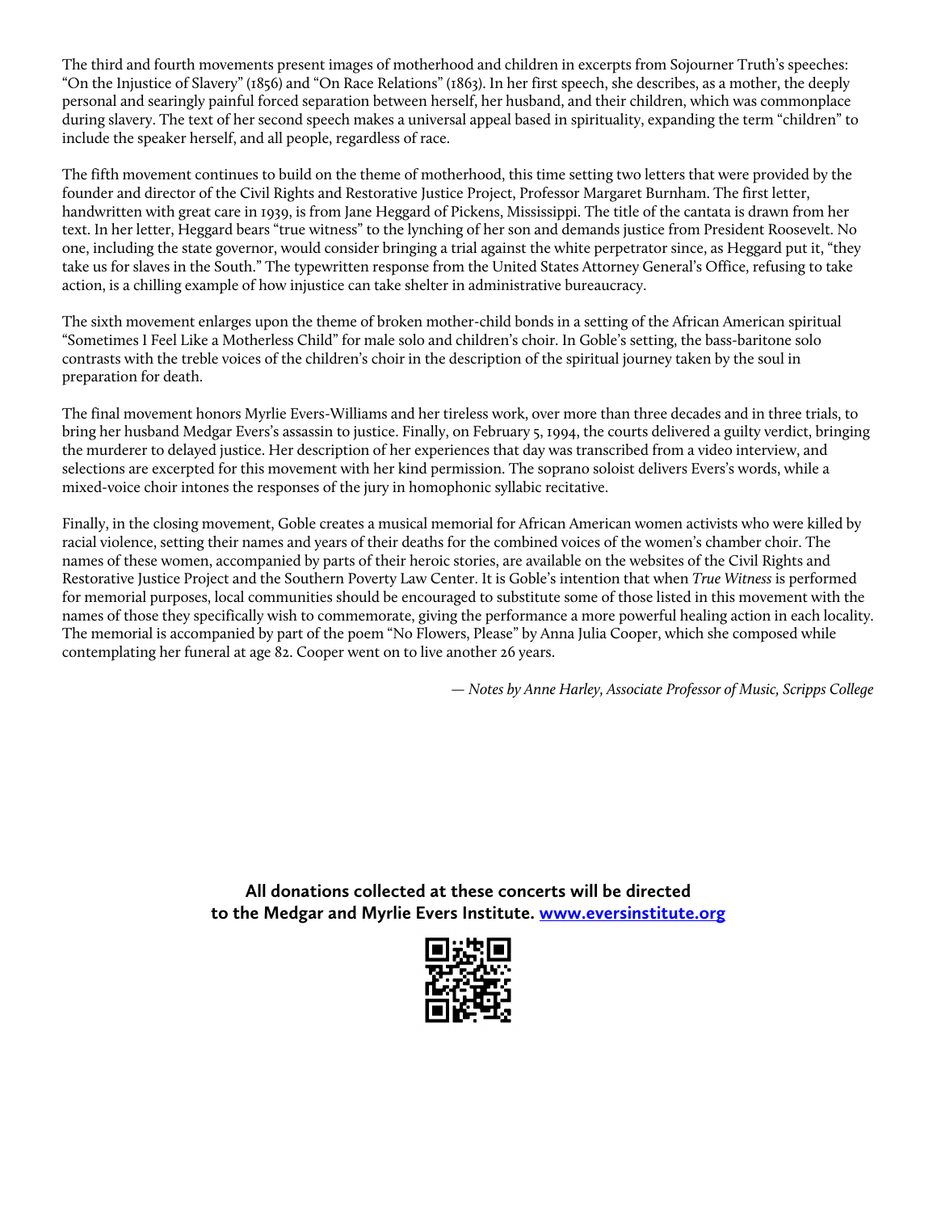The third and fourth movements present images of motherhood and children in excerpts from Sojourner Truth's speeches: "On the Injustice of Slavery" (1856) and "On Race Relations" (1863). In her first speech, she describes, as a mother, the deeply personal and searingly painful forced separation between herself, her husband, and their children, which was commonplace during slavery. The text of her second speech makes a universal appeal based in spirituality, expanding the term "children" to include the speaker herself, and all people, regardless of race.

The fifth movement continues to build on the theme of motherhood, this time setting two letters that were provided by the founder and director of the Civil Rights and Restorative Justice Project, Professor Margaret Burnham. The first letter, handwritten with great care in 1939, is from Jane Heggard of Pickens, Mississippi. The title of the cantata is drawn from her text. In her letter, Heggard bears "true witness" to the lynching of her son and demands justice from President Roosevelt. No one, including the state governor, would consider bringing a trial against the white perpetrator since, as Heggard put it, "they take us for slaves in the South." The typewritten response from the United States Attorney General's Office, refusing to take action, is a chilling example of how injustice can take shelter in administrative bureaucracy.

The sixth movement enlarges upon the theme of broken mother-child bonds in a setting of the African American spiritual "Sometimes I Feel Like a Motherless Child" for male solo and children's choir. In Goble's setting, the bass-baritone solo contrasts with the treble voices of the children's choir in the description of the spiritual journey taken by the soul in preparation for death.

The final movement honors Myrlie Evers-Williams and her tireless work, over more than three decades and in three trials, to bring her husband Medgar Evers's assassin to justice. Finally, on February 5, 1994, the courts delivered a guilty verdict, bringing the murderer to delayed justice. Her description of her experiences that day was transcribed from a video interview, and selections are excerpted for this movement with her kind permission. The soprano soloist delivers Evers's words, while a mixed-voice choir intones the responses of the jury in homophonic syllabic recitative.

Finally, in the closing movement, Goble creates a musical memorial for African American women activists who were killed by racial violence, setting their names and years of their deaths for the combined voices of the women's chamber choir. The names of these women, accompanied by parts of their heroic stories, are available on the websites of the Civil Rights and Restorative Justice Project and the Southern Poverty Law Center. It is Goble's intention that when *True Witness* is performed for memorial purposes, local communities should be encouraged to substitute some of those listed in this movement with the names of those they specifically wish to commemorate, giving the performance a more powerful healing action in each locality. The memorial is accompanied by part of the poem "No Flowers, Please" by Anna Julia Cooper, which she composed while contemplating her funeral at age 82. Cooper went on to live another 26 years.

*— Notes by Anne Harley, Associate Professor of Music, Scripps College*

**All donations collected at these concerts will be directed to the Medgar and Myrlie Evers Institute. [www.eversinstitute.org](http://www.eversinstitute.org)**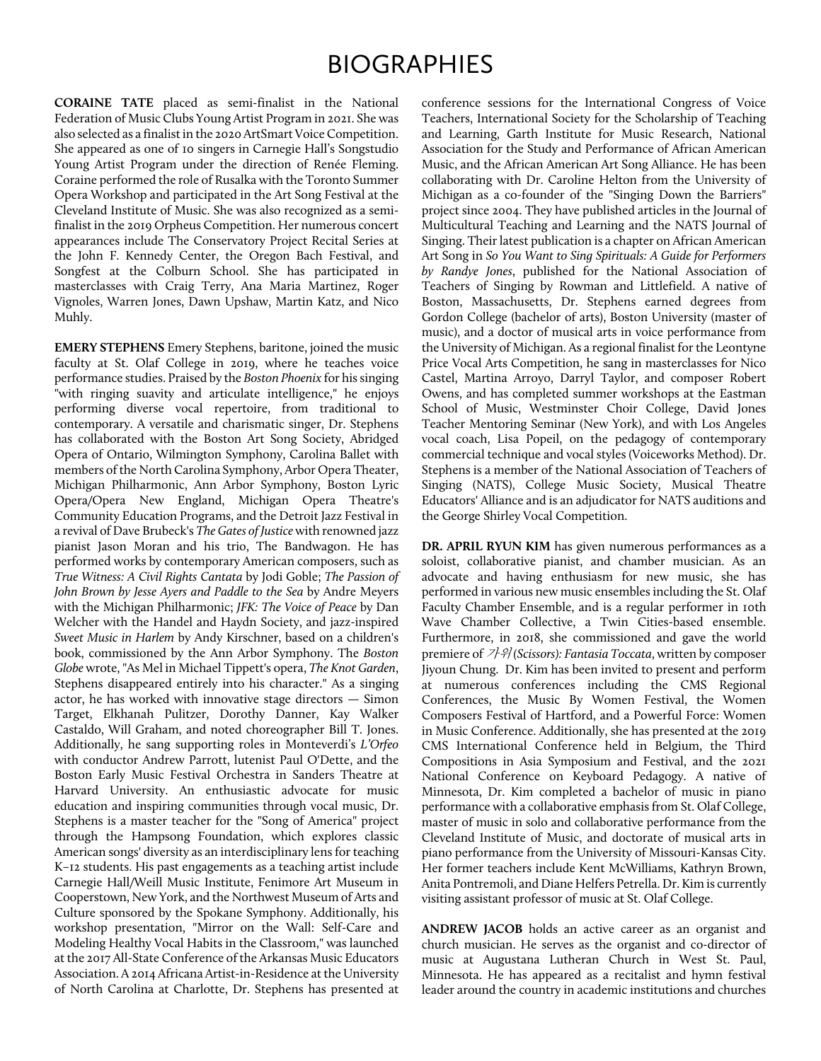# BIOGRAPHIES

**CORAINE TATE** placed as semi-finalist in the National Federation of Music Clubs Young Artist Program in 2021. She was also selected as a finalist in the 2020 ArtSmart Voice Competition. She appeared as one of 10 singers in Carnegie Hall's Songstudio Young Artist Program under the direction of Renée Fleming. Coraine performed the role of Rusalka with the Toronto Summer Opera Workshop and participated in the Art Song Festival at the Cleveland Institute of Music. She was also recognized as a semi-finalist in the 2019 Orpheus Competition. Her numerous concert appearances include The Conservatory Project Recital Series at the John F. Kennedy Center, the Oregon Bach Festival, and Songfest at the Colburn School. She has participated in masterclasses with Craig Terry, Ana Maria Martinez, Roger Vignoles, Warren Jones, Dawn Upshaw, Martin Katz, and Nico Muhly.

**EMERY STEPHENS** Emery Stephens, baritone, joined the music faculty at St. Olaf College in 2019, where he teaches voice performance studies. Praised by the *Boston Phoenix* for his singing "with ringing suavity and articulate intelligence," he enjoys performing diverse vocal repertoire, from traditional to contemporary. A versatile and charismatic singer, Dr. Stephens has collaborated with the Boston Art Song Society, Abridged Opera of Ontario, Wilmington Symphony, Carolina Ballet with members of the North Carolina Symphony, Arbor Opera Theater, Michigan Philharmonic, Ann Arbor Symphony, Boston Lyric Opera/Opera New England, Michigan Opera Theatre's Community Education Programs, and the Detroit Jazz Festival in a revival of Dave Brubeck's *The Gates of Justice* with renowned jazz pianist Jason Moran and his trio, The Bandwagon. He has performed works by contemporary American composers, such as *True Witness: A Civil Rights Cantata* by Jodi Goble; *The Passion of John Brown by Jesse Ayers and Paddle to the Sea* by Andre Meyers with the Michigan Philharmonic; *JFK: The Voice of Peace* by Dan Welcher with the Handel and Haydn Society, and jazz-inspired *Sweet Music in Harlem* by Andy Kirschner, based on a children's book, commissioned by the Ann Arbor Symphony. The *Boston Globe* wrote, "As Mel in Michael Tippett's opera, *The Knot Garden*, Stephens disappeared entirely into his character." As a singing actor, he has worked with innovative stage directors — Simon Target, Elkhanah Pulitzer, Dorothy Danner, Kay Walker Castaldo, Will Graham, and noted choreographer Bill T. Jones. Additionally, he sang supporting roles in Monteverdi's *L'Orfeo* with conductor Andrew Parrott, lutenist Paul O'Dette, and the Boston Early Music Festival Orchestra in Sanders Theatre at Harvard University. An enthusiastic advocate for music education and inspiring communities through vocal music, Dr. Stephens is a master teacher for the "Song of America" project through the Hampsong Foundation, which explores classic American songs' diversity as an interdisciplinary lens for teaching K–12 students. His past engagements as a teaching artist include Carnegie Hall/Weill Music Institute, Fenimore Art Museum in Cooperstown, New York, and the Northwest Museum of Arts and Culture sponsored by the Spokane Symphony. Additionally, his workshop presentation, "Mirror on the Wall: Self-Care and Modeling Healthy Vocal Habits in the Classroom," was launched at the 2017 All-State Conference of the Arkansas Music Educators Association. A 2014 Africana Artist-in-Residence at the University of North Carolina at Charlotte, Dr. Stephens has presented at conference sessions for the International Congress of Voice Teachers, International Society for the Scholarship of Teaching and Learning, Garth Institute for Music Research, National Association for the Study and Performance of African American Music, and the African American Art Song Alliance. He has been collaborating with Dr. Caroline Helton from the University of Michigan as a co-founder of the "Singing Down the Barriers" project since 2004. They have published articles in the Journal of Multicultural Teaching and Learning and the NATS Journal of Singing. Their latest publication is a chapter on African American Art Song in *So You Want to Sing Spirituals: A Guide for Performers by Randye Jones*, published for the National Association of Teachers of Singing by Rowman and Littlefield. A native of Boston, Massachusetts, Dr. Stephens earned degrees from Gordon College (bachelor of arts), Boston University (master of music), and a doctor of musical arts in voice performance from the University of Michigan. As a regional finalist for the Leontyne Price Vocal Arts Competition, he sang in masterclasses for Nico Castel, Martina Arroyo, Darryl Taylor, and composer Robert Owens, and has completed summer workshops at the Eastman School of Music, Westminster Choir College, David Jones Teacher Mentoring Seminar (New York), and with Los Angeles vocal coach, Lisa Popeil, on the pedagogy of contemporary commercial technique and vocal styles (Voiceworks Method). Dr. Stephens is a member of the National Association of Teachers of Singing (NATS), College Music Society, Musical Theatre Educators' Alliance and is an adjudicator for NATS auditions and the George Shirley Vocal Competition.

**DR. APRIL RYUN KIM** has given numerous performances as a soloist, collaborative pianist, and chamber musician. As an advocate and having enthusiasm for new music, she has performed in various new music ensembles including the St. Olaf Faculty Chamber Ensemble, and is a regular performer in 10th Wave Chamber Collective, a Twin Cities-based ensemble. Furthermore, in 2018, she commissioned and gave the world premiere of *가위 (Scissors): Fantasia Toccata*, written by composer Jiyoun Chung. Dr. Kim has been invited to present and perform at numerous conferences including the CMS Regional Conferences, the Music By Women Festival, the Women Composers Festival of Hartford, and a Powerful Force: Women in Music Conference. Additionally, she has presented at the 2019 CMS International Conference held in Belgium, the Third Compositions in Asia Symposium and Festival, and the 2021 National Conference on Keyboard Pedagogy. A native of Minnesota, Dr. Kim completed a bachelor of music in piano performance with a collaborative emphasis from St. Olaf College, master of music in solo and collaborative performance from the Cleveland Institute of Music, and doctorate of musical arts in piano performance from the University of Missouri-Kansas City. Her former teachers include Kent McWilliams, Kathryn Brown, Anita Pontremoli, and Diane Helfers Petrella. Dr. Kim is currently visiting assistant professor of music at St. Olaf College.

**ANDREW JACOB** holds an active career as an organist and church musician. He serves as the organist and co-director of music at Augustana Lutheran Church in West St. Paul, Minnesota. He has appeared as a recitalist and hymn festival leader around the country in academic institutions and churches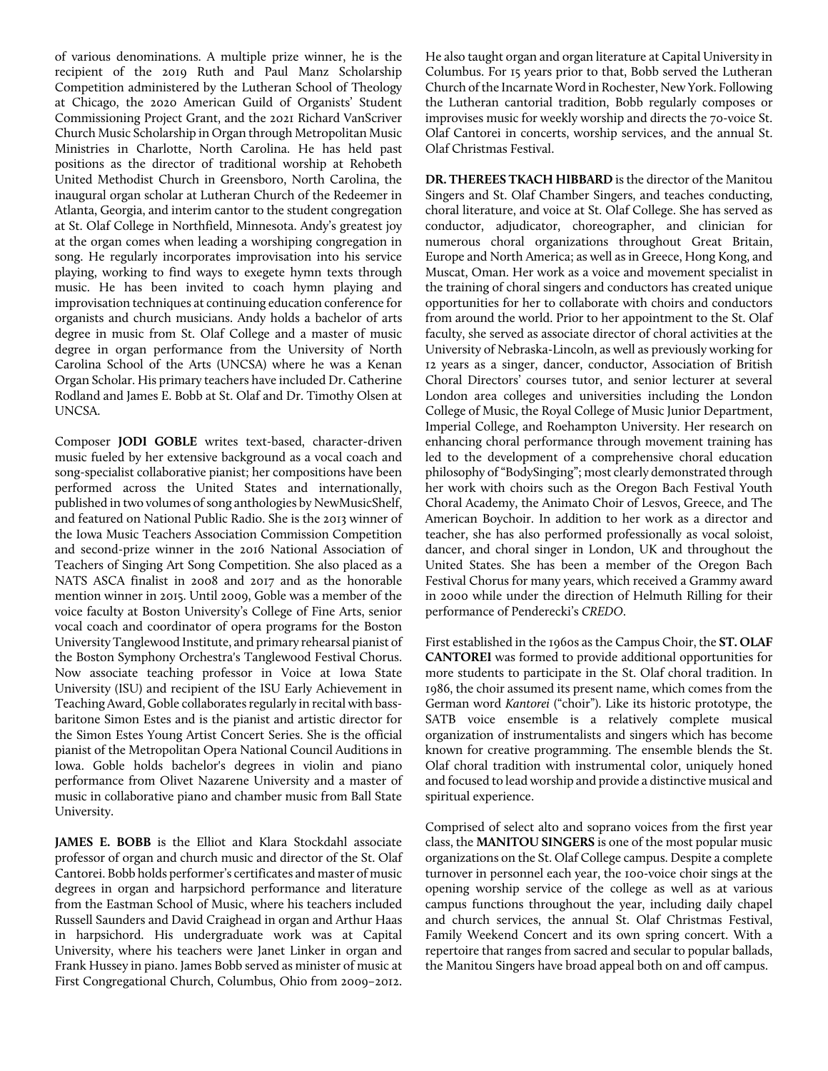of various denominations. A multiple prize winner, he is the recipient of the 2019 Ruth and Paul Manz Scholarship Competition administered by the Lutheran School of Theology at Chicago, the 2020 American Guild of Organists' Student Commissioning Project Grant, and the 2021 Richard VanScriver Church Music Scholarship in Organ through Metropolitan Music Ministries in Charlotte, North Carolina. He has held past positions as the director of traditional worship at Rehobeth United Methodist Church in Greensboro, North Carolina, the inaugural organ scholar at Lutheran Church of the Redeemer in Atlanta, Georgia, and interim cantor to the student congregation at St. Olaf College in Northfield, Minnesota. Andy's greatest joy at the organ comes when leading a worshiping congregation in song. He regularly incorporates improvisation into his service playing, working to find ways to exegete hymn texts through music. He has been invited to coach hymn playing and improvisation techniques at continuing education conference for organists and church musicians. Andy holds a bachelor of arts degree in music from St. Olaf College and a master of music degree in organ performance from the University of North Carolina School of the Arts (UNCSA) where he was a Kenan Organ Scholar. His primary teachers have included Dr. Catherine Rodland and James E. Bobb at St. Olaf and Dr. Timothy Olsen at UNCSA.

Composer **JODI GOBLE** writes text-based, character-driven music fueled by her extensive background as a vocal coach and song-specialist collaborative pianist; her compositions have been performed across the United States and internationally, published in two volumes of song anthologies by NewMusicShelf, and featured on National Public Radio. She is the 2013 winner of the Iowa Music Teachers Association Commission Competition and second-prize winner in the 2016 National Association of Teachers of Singing Art Song Competition. She also placed as a NATS ASCA finalist in 2008 and 2017 and as the honorable mention winner in 2015. Until 2009, Goble was a member of the voice faculty at Boston University's College of Fine Arts, senior vocal coach and coordinator of opera programs for the Boston University Tanglewood Institute, and primary rehearsal pianist of the Boston Symphony Orchestra's Tanglewood Festival Chorus. Now associate teaching professor in Voice at Iowa State University (ISU) and recipient of the ISU Early Achievement in Teaching Award, Goble collaborates regularly in recital with bass-baritone Simon Estes and is the pianist and artistic director for the Simon Estes Young Artist Concert Series. She is the official pianist of the Metropolitan Opera National Council Auditions in Iowa. Goble holds bachelor's degrees in violin and piano performance from Olivet Nazarene University and a master of music in collaborative piano and chamber music from Ball State University.

**JAMES E. BOBB** is the Elliot and Klara Stockdahl associate professor of organ and church music and director of the St. Olaf Cantorei. Bobb holds performer's certificates and master of music degrees in organ and harpsichord performance and literature from the Eastman School of Music, where his teachers included Russell Saunders and David Craighead in organ and Arthur Haas in harpsichord. His undergraduate work was at Capital University, where his teachers were Janet Linker in organ and Frank Hussey in piano. James Bobb served as minister of music at First Congregational Church, Columbus, Ohio from 2009–2012. He also taught organ and organ literature at Capital University in Columbus. For 15 years prior to that, Bobb served the Lutheran Church of the Incarnate Word in Rochester, New York. Following the Lutheran cantorial tradition, Bobb regularly composes or improvises music for weekly worship and directs the 70-voice St. Olaf Cantorei in concerts, worship services, and the annual St. Olaf Christmas Festival.

**DR. THEREES TKACH HIBBARD** is the director of the Manitou Singers and St. Olaf Chamber Singers, and teaches conducting, choral literature, and voice at St. Olaf College. She has served as conductor, adjudicator, choreographer, and clinician for numerous choral organizations throughout Great Britain, Europe and North America; as well as in Greece, Hong Kong, and Muscat, Oman. Her work as a voice and movement specialist in the training of choral singers and conductors has created unique opportunities for her to collaborate with choirs and conductors from around the world. Prior to her appointment to the St. Olaf faculty, she served as associate director of choral activities at the University of Nebraska-Lincoln, as well as previously working for 12 years as a singer, dancer, conductor, Association of British Choral Directors' courses tutor, and senior lecturer at several London area colleges and universities including the London College of Music, the Royal College of Music Junior Department, Imperial College, and Roehampton University. Her research on enhancing choral performance through movement training has led to the development of a comprehensive choral education philosophy of "BodySinging"; most clearly demonstrated through her work with choirs such as the Oregon Bach Festival Youth Choral Academy, the Animato Choir of Lesvos, Greece, and The American Boychoir. In addition to her work as a director and teacher, she has also performed professionally as vocal soloist, dancer, and choral singer in London, UK and throughout the United States. She has been a member of the Oregon Bach Festival Chorus for many years, which received a Grammy award in 2000 while under the direction of Helmuth Rilling for their performance of Penderecki's *CREDO*.

First established in the 1960s as the Campus Choir, the **ST. OLAF CANTOREI** was formed to provide additional opportunities for more students to participate in the St. Olaf choral tradition. In 1986, the choir assumed its present name, which comes from the German word *Kantorei* ("choir"). Like its historic prototype, the SATB voice ensemble is a relatively complete musical organization of instrumentalists and singers which has become known for creative programming. The ensemble blends the St. Olaf choral tradition with instrumental color, uniquely honed and focused to lead worship and provide a distinctive musical and spiritual experience.

Comprised of select alto and soprano voices from the first year class, the **MANITOU SINGERS** is one of the most popular music organizations on the St. Olaf College campus. Despite a complete turnover in personnel each year, the 100-voice choir sings at the opening worship service of the college as well as at various campus functions throughout the year, including daily chapel and church services, the annual St. Olaf Christmas Festival, Family Weekend Concert and its own spring concert. With a repertoire that ranges from sacred and secular to popular ballads, the Manitou Singers have broad appeal both on and off campus.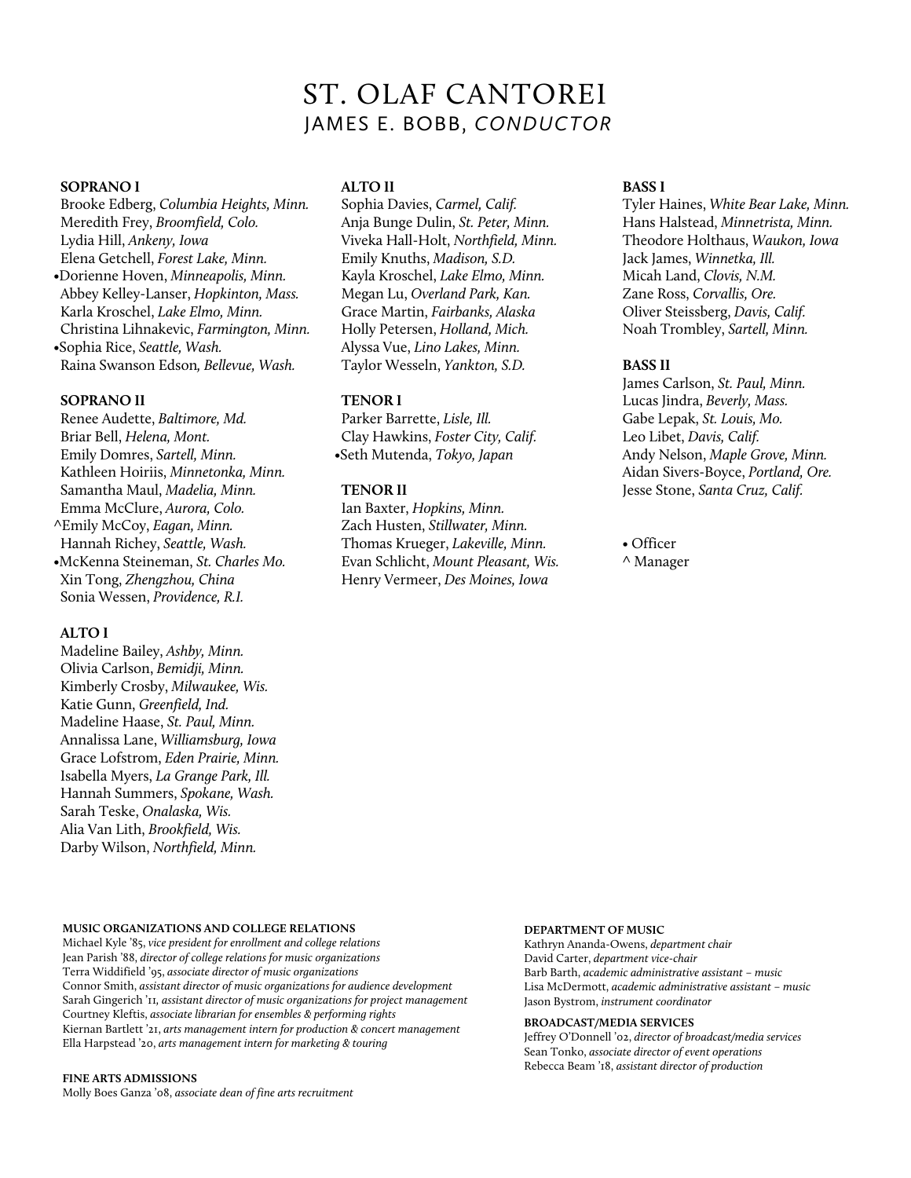# ST. OLAF CANTOREI

## JAMES E. BOBB, *CONDUCTOR*

**SOPRANO I**

Brooke Edberg, *Columbia Heights, Minn.*
Meredith Frey, *Broomfield, Colo.*
Lydia Hill, *Ankeny, Iowa*
Elena Getchell, *Forest Lake, Minn.*
•Dorienne Hoven, *Minneapolis, Minn.*
Abbey Kelley-Lanser, *Hopkinton, Mass.*
Karla Kroschel, *Lake Elmo, Minn.*
Christina Lihnakevic, *Farmington, Minn.*
•Sophia Rice, *Seattle, Wash.*
Raina Swanson Edson*, Bellevue, Wash.*

**SOPRANO II**

Renee Audette, *Baltimore, Md.*
Briar Bell, *Helena, Mont.*
Emily Domres, *Sartell, Minn.*
Kathleen Hoiriis, *Minnetonka, Minn.*
Samantha Maul, *Madelia, Minn.*
Emma McClure, *Aurora, Colo.*
^Emily McCoy, *Eagan, Minn.*
Hannah Richey, *Seattle, Wash.*
•McKenna Steineman, *St. Charles Mo.*
Xin Tong, *Zhengzhou, China*
Sonia Wessen, *Providence, R.I.*

**ALTO I**

Madeline Bailey, *Ashby, Minn.*
Olivia Carlson, *Bemidji, Minn.*
Kimberly Crosby, *Milwaukee, Wis.*
Katie Gunn, *Greenfield, Ind.*
Madeline Haase, *St. Paul, Minn.*
Annalissa Lane, *Williamsburg, Iowa*
Grace Lofstrom, *Eden Prairie, Minn.*
Isabella Myers, *La Grange Park, Ill.*
Hannah Summers, *Spokane, Wash.*
Sarah Teske, *Onalaska, Wis.*
Alia Van Lith, *Brookfield, Wis.*
Darby Wilson, *Northfield, Minn.*

**ALTO II**

Sophia Davies, *Carmel, Calif.*
Anja Bunge Dulin, *St. Peter, Minn.*
Viveka Hall-Holt, *Northfield, Minn.*
Emily Knuths, *Madison, S.D.*
Kayla Kroschel, *Lake Elmo, Minn.*
Megan Lu, *Overland Park, Kan.*
Grace Martin, *Fairbanks, Alaska*
Holly Petersen, *Holland, Mich.*
Alyssa Vue, *Lino Lakes, Minn.*
Taylor Wesseln, *Yankton, S.D.*

**TENOR I**

Parker Barrette, *Lisle, Ill.*
Clay Hawkins, *Foster City, Calif.*
•Seth Mutenda, *Tokyo, Japan*

**TENOR II**

Ian Baxter, *Hopkins, Minn.*
Zach Husten, *Stillwater, Minn.*
Thomas Krueger, *Lakeville, Minn.*
Evan Schlicht, *Mount Pleasant, Wis.*
Henry Vermeer, *Des Moines, Iowa*

**BASS I**

Tyler Haines, *White Bear Lake, Minn.*
Hans Halstead, *Minnetrista, Minn.*
Theodore Holthaus, *Waukon, Iowa*
Jack James, *Winnetka, Ill.*
Micah Land, *Clovis, N.M.*
Zane Ross, *Corvallis, Ore.*
Oliver Steissberg, *Davis, Calif.*
Noah Trombley, *Sartell, Minn.*

**BASS II**

James Carlson, *St. Paul, Minn.*
Lucas Jindra, *Beverly, Mass.*
Gabe Lepak, *St. Louis, Mo.*
Leo Libet, *Davis, Calif.*
Andy Nelson, *Maple Grove, Minn.*
Aidan Sivers-Boyce, *Portland, Ore.*
Jesse Stone, *Santa Cruz, Calif.*

• Officer
^ Manager

**MUSIC ORGANIZATIONS AND COLLEGE RELATIONS**

Michael Kyle '85, *vice president for enrollment and college relations*
Jean Parish '88, *director of college relations for music organizations*
Terra Widdifield '95, *associate director of music organizations*
Connor Smith, *assistant director of music organizations for audience development*
Sarah Gingerich '11, *assistant director of music organizations for project management*
Courtney Kleftis, *associate librarian for ensembles & performing rights*
Kiernan Bartlett '21, *arts management intern for production & concert management*
Ella Harpstead '20, *arts management intern for marketing & touring*

**FINE ARTS ADMISSIONS**

Molly Boes Ganza '08, *associate dean of fine arts recruitment*

**DEPARTMENT OF MUSIC**

Kathryn Ananda-Owens, *department chair*
David Carter, *department vice-chair*
Barb Barth, *academic administrative assistant – music*
Lisa McDermott, *academic administrative assistant – music*
Jason Bystrom, *instrument coordinator*

**BROADCAST/MEDIA SERVICES**

Jeffrey O'Donnell '02, *director of broadcast/media services*
Sean Tonko, *associate director of event operations*
Rebecca Beam '18, *assistant director of production*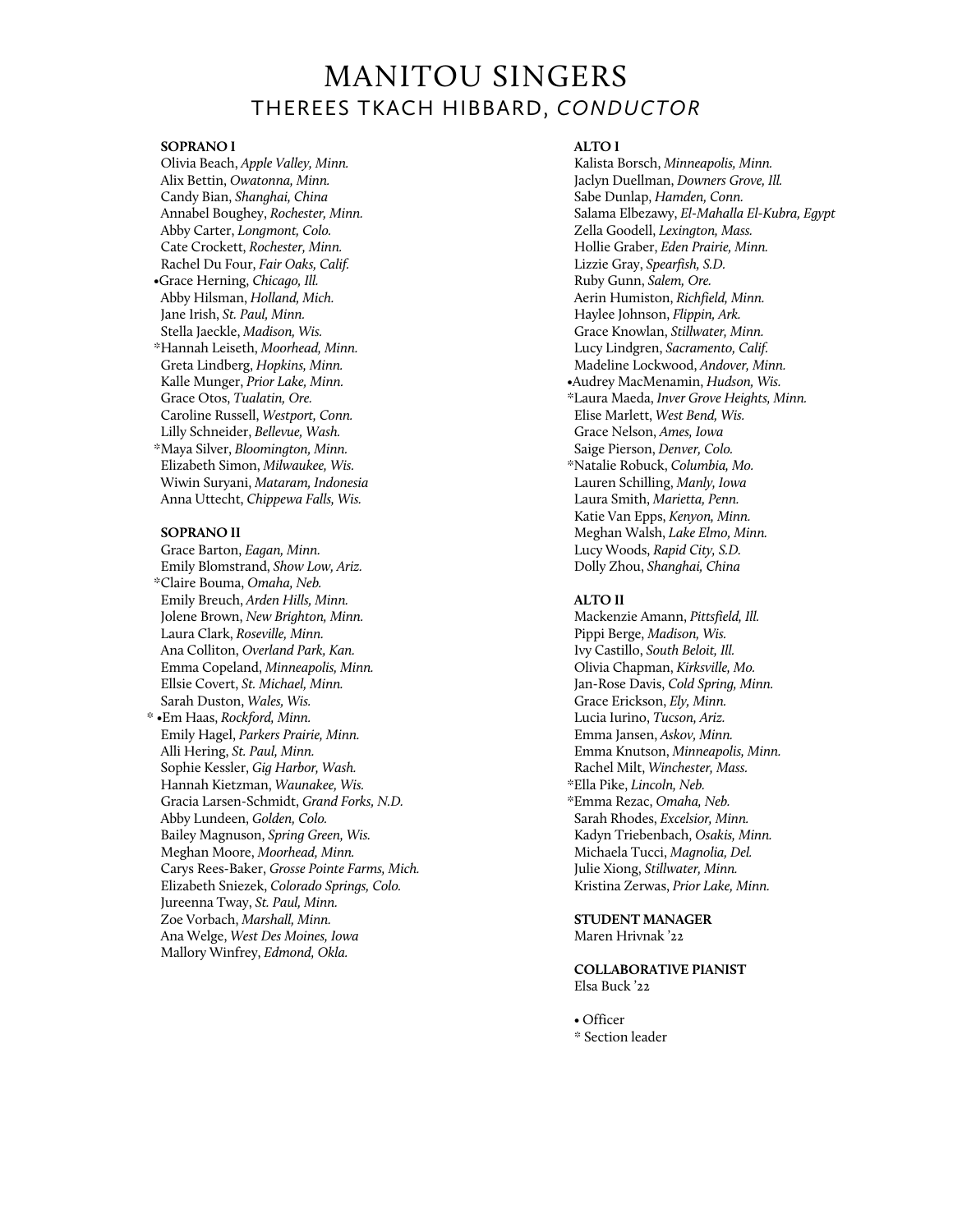# MANITOU SINGERS

## THEREES TKACH HIBBARD, *CONDUCTOR*

**SOPRANO I**

Olivia Beach, *Apple Valley, Minn.*
Alix Bettin, *Owatonna, Minn.*
Candy Bian, *Shanghai, China*
Annabel Boughey, *Rochester, Minn.*
Abby Carter, *Longmont, Colo.*
Cate Crockett, *Rochester, Minn.*
Rachel Du Four, *Fair Oaks, Calif.*
•Grace Herning, *Chicago, Ill.*
Abby Hilsman, *Holland, Mich.*
Jane Irish, *St. Paul, Minn.*
Stella Jaeckle, *Madison, Wis.*
*Hannah Leiseth, *Moorhead, Minn.*
Greta Lindberg, *Hopkins, Minn.*
Kalle Munger, *Prior Lake, Minn.*
Grace Otos, *Tualatin, Ore.*
Caroline Russell, *Westport, Conn.*
Lilly Schneider, *Bellevue, Wash.*
*Maya Silver, *Bloomington, Minn.*
Elizabeth Simon, *Milwaukee, Wis.*
Wiwin Suryani, *Mataram, Indonesia*
Anna Uttecht, *Chippewa Falls, Wis.*

**SOPRANO II**

Grace Barton, *Eagan, Minn.*
Emily Blomstrand, *Show Low, Ariz.*
*Claire Bouma, *Omaha, Neb.*
Emily Breuch, *Arden Hills, Minn.*
Jolene Brown, *New Brighton, Minn.*
Laura Clark, *Roseville, Minn.*
Ana Colliton, *Overland Park, Kan.*
Emma Copeland, *Minneapolis, Minn.*
Ellsie Covert, *St. Michael, Minn.*
Sarah Duston, *Wales, Wis.*
* •Em Haas, *Rockford, Minn.*
Emily Hagel, *Parkers Prairie, Minn.*
Alli Hering, *St. Paul, Minn.*
Sophie Kessler, *Gig Harbor, Wash.*
Hannah Kietzman, *Waunakee, Wis.*
Gracia Larsen-Schmidt, *Grand Forks, N.D.*
Abby Lundeen, *Golden, Colo.*
Bailey Magnuson, *Spring Green, Wis.*
Meghan Moore, *Moorhead, Minn.*
Carys Rees-Baker, *Grosse Pointe Farms, Mich.*
Elizabeth Sniezek, *Colorado Springs, Colo.*
Jureenna Tway, *St. Paul, Minn.*
Zoe Vorbach, *Marshall, Minn.*
Ana Welge, *West Des Moines, Iowa*
Mallory Winfrey, *Edmond, Okla.*

**ALTO I**

Kalista Borsch, *Minneapolis, Minn.*
Jaclyn Duellman, *Downers Grove, Ill.*
Sabe Dunlap, *Hamden, Conn.*
Salama Elbezawy, *El-Mahalla El-Kubra, Egypt*
Zella Goodell, *Lexington, Mass.*
Hollie Graber, *Eden Prairie, Minn.*
Lizzie Gray, *Spearfish, S.D.*
Ruby Gunn, *Salem, Ore.*
Aerin Humiston, *Richfield, Minn.*
Haylee Johnson, *Flippin, Ark.*
Grace Knowlan, *Stillwater, Minn.*
Lucy Lindgren, *Sacramento, Calif.*
Madeline Lockwood, *Andover, Minn.*
•Audrey MacMenamin, *Hudson, Wis.*
*Laura Maeda, *Inver Grove Heights, Minn.*
Elise Marlett, *West Bend, Wis.*
Grace Nelson, *Ames, Iowa*
Saige Pierson, *Denver, Colo.*
*Natalie Robuck, *Columbia, Mo.*
Lauren Schilling, *Manly, Iowa*
Laura Smith, *Marietta, Penn.*
Katie Van Epps, *Kenyon, Minn.*
Meghan Walsh, *Lake Elmo, Minn.*
Lucy Woods, *Rapid City, S.D.*
Dolly Zhou, *Shanghai, China*

**ALTO II**

Mackenzie Amann, *Pittsfield, Ill.*
Pippi Berge, *Madison, Wis.*
Ivy Castillo, *South Beloit, Ill.*
Olivia Chapman, *Kirksville, Mo.*
Jan-Rose Davis, *Cold Spring, Minn.*
Grace Erickson, *Ely, Minn.*
Lucia Iurino, *Tucson, Ariz.*
Emma Jansen, *Askov, Minn.*
Emma Knutson, *Minneapolis, Minn.*
Rachel Milt, *Winchester, Mass.*
*Ella Pike, *Lincoln, Neb.*
*Emma Rezac, *Omaha, Neb.*
Sarah Rhodes, *Excelsior, Minn.*
Kadyn Triebenbach, *Osakis, Minn.*
Michaela Tucci, *Magnolia, Del.*
Julie Xiong, *Stillwater, Minn.*
Kristina Zerwas, *Prior Lake, Minn.*

**STUDENT MANAGER**
Maren Hrivnak '22

**COLLABORATIVE PIANIST**
Elsa Buck '22

• Officer
* Section leader